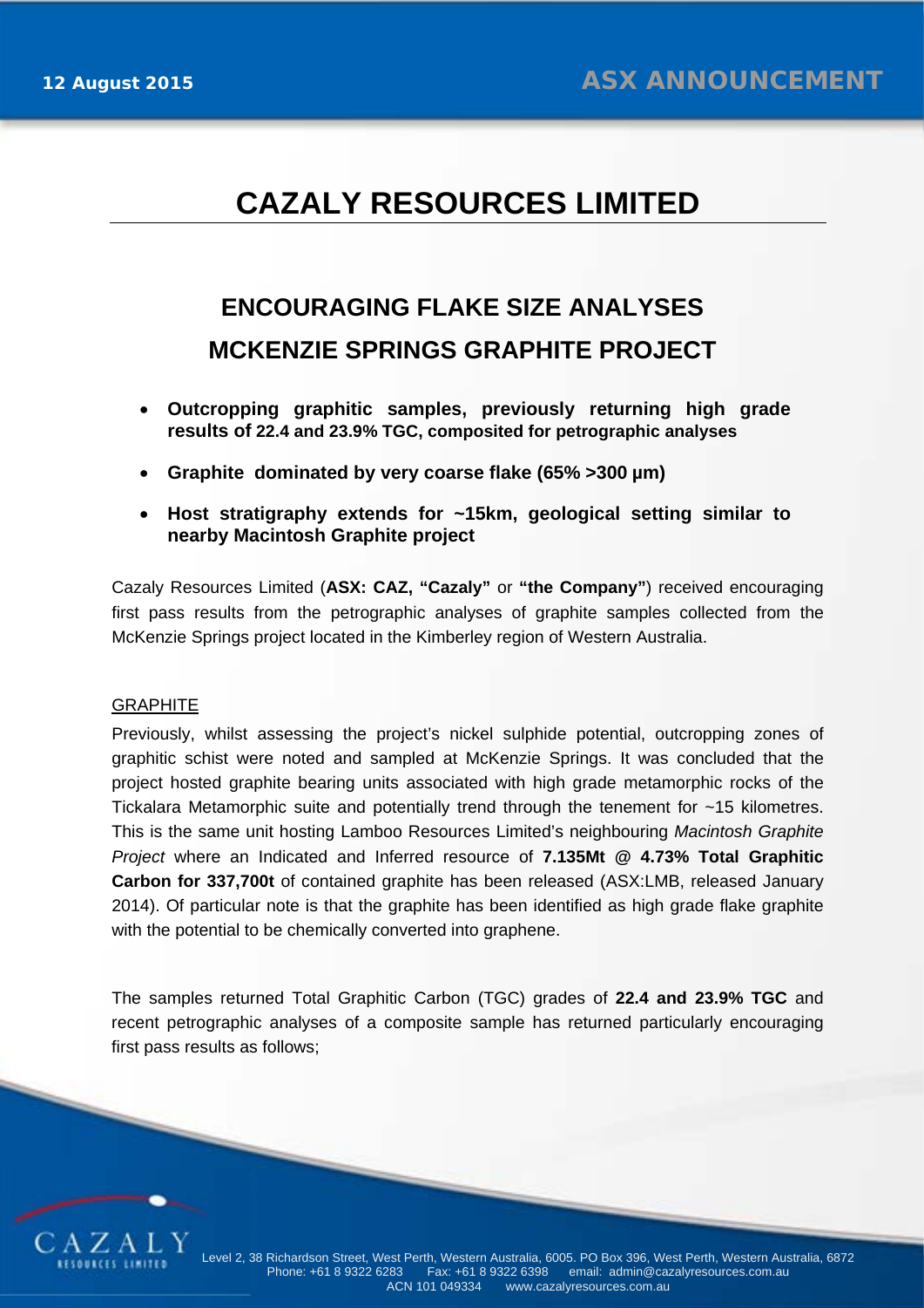12 August 2015

ASX ANNOUNCEMENT

# CAZALY RESOURCES LIMITED

## ENCOURAGING FLAKE SIZE ANALYSES
## MCKENZIE SPRINGS GRAPHITE PROJECT

- **Outcropping graphitic samples, previously returning high grade results of 22.4 and 23.9% TGC, composited for petrographic analyses**
- **Graphite dominated by very coarse flake (65% >300 µm)**
- **Host stratigraphy extends for ~15km, geological setting similar to nearby Macintosh Graphite project**

Cazaly Resources Limited (**ASX: CAZ, "Cazaly"** or **"the Company"**) received encouraging first pass results from the petrographic analyses of graphite samples collected from the McKenzie Springs project located in the Kimberley region of Western Australia.

GRAPHITE

Previously, whilst assessing the project's nickel sulphide potential, outcropping zones of graphitic schist were noted and sampled at McKenzie Springs. It was concluded that the project hosted graphite bearing units associated with high grade metamorphic rocks of the Tickalara Metamorphic suite and potentially trend through the tenement for ~15 kilometres. This is the same unit hosting Lamboo Resources Limited's neighbouring *Macintosh Graphite Project* where an Indicated and Inferred resource of **7.135Mt @ 4.73% Total Graphitic Carbon for 337,700t** of contained graphite has been released (ASX:LMB, released January 2014). Of particular note is that the graphite has been identified as high grade flake graphite with the potential to be chemically converted into graphene.

The samples returned Total Graphitic Carbon (TGC) grades of **22.4 and 23.9% TGC** and recent petrographic analyses of a composite sample has returned particularly encouraging first pass results as follows;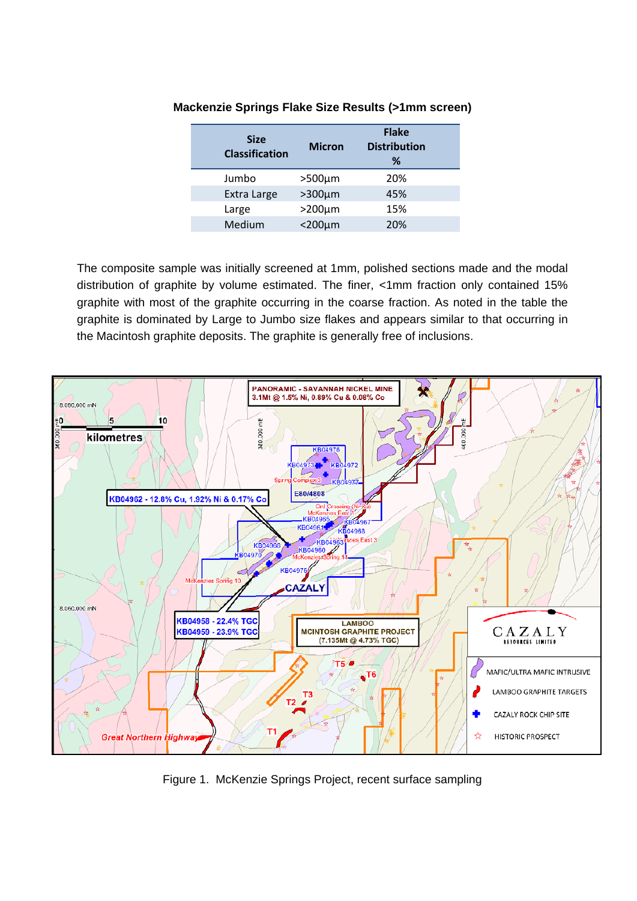**Mackenzie Springs Flake Size Results (>1mm screen)**

| Size Classification | Micron | Flake Distribution % |
|---|---|---|
| Jumbo | >500µm | 20% |
| Extra Large | >300µm | 45% |
| Large | >200µm | 15% |
| Medium | <200µm | 20% |

The composite sample was initially screened at 1mm, polished sections made and the modal distribution of graphite by volume estimated. The finer, <1mm fraction only contained 15% graphite with most of the graphite occurring in the coarse fraction. As noted in the table the graphite is dominated by Large to Jumbo size flakes and appears similar to that occurring in the Macintosh graphite deposits. The graphite is generally free of inclusions.

Figure 1. McKenzie Springs Project, recent surface sampling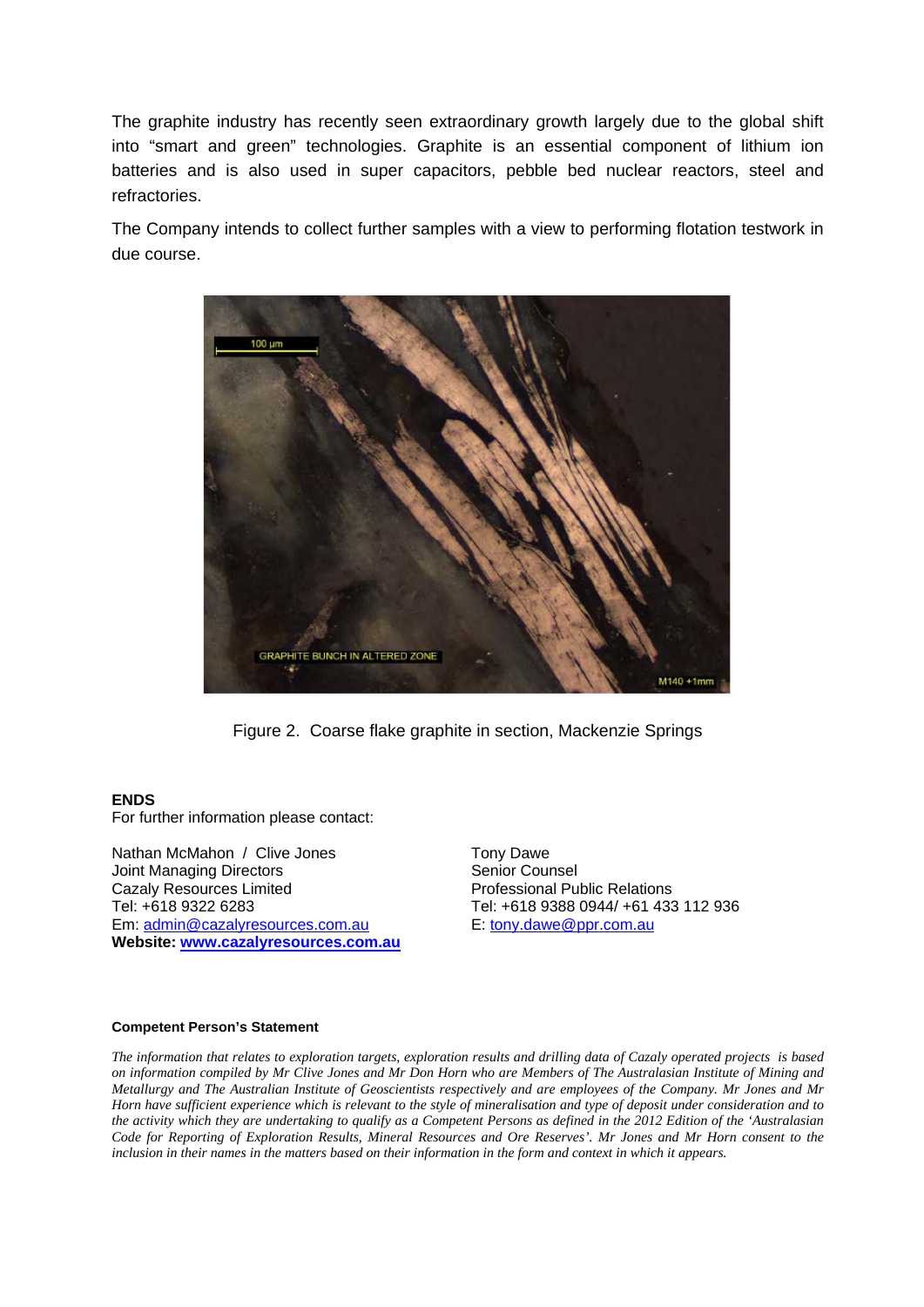The graphite industry has recently seen extraordinary growth largely due to the global shift into "smart and green" technologies. Graphite is an essential component of lithium ion batteries and is also used in super capacitors, pebble bed nuclear reactors, steel and refractories.

The Company intends to collect further samples with a view to performing flotation testwork in due course.

Figure 2. Coarse flake graphite in section, Mackenzie Springs

**ENDS**

For further information please contact:

Nathan McMahon / Clive Jones
Joint Managing Directors
Cazaly Resources Limited
Tel: +618 9322 6283
Em: admin@cazalyresources.com.au
**Website: www.cazalyresources.com.au**

Tony Dawe
Senior Counsel
Professional Public Relations
Tel: +618 9388 0944/ +61 433 112 936
E: tony.dawe@ppr.com.au

**Competent Person's Statement**

*The information that relates to exploration targets, exploration results and drilling data of Cazaly operated projects is based on information compiled by Mr Clive Jones and Mr Don Horn who are Members of The Australasian Institute of Mining and Metallurgy and The Australian Institute of Geoscientists respectively and are employees of the Company. Mr Jones and Mr Horn have sufficient experience which is relevant to the style of mineralisation and type of deposit under consideration and to the activity which they are undertaking to qualify as a Competent Persons as defined in the 2012 Edition of the 'Australasian Code for Reporting of Exploration Results, Mineral Resources and Ore Reserves'. Mr Jones and Mr Horn consent to the inclusion in their names in the matters based on their information in the form and context in which it appears.*